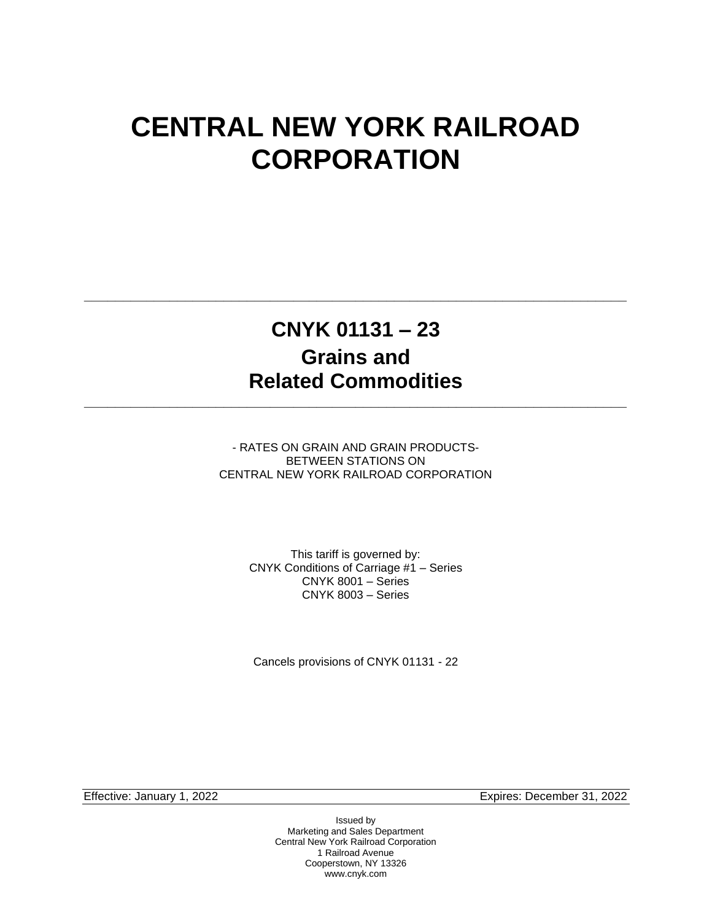# CENTRAL NEW YORK RAILROAD CORPORATION

---

## CNYK 01131 – 23

## Grains and Related Commodities

---

- RATES ON GRAIN AND GRAIN PRODUCTS-
BETWEEN STATIONS ON
CENTRAL NEW YORK RAILROAD CORPORATION

This tariff is governed by:
CNYK Conditions of Carriage #1 – Series
CNYK 8001 – Series
CNYK 8003 – Series

Cancels provisions of CNYK 01131 - 22

| Effective: January 1, 2022 | Expires: December 31, 2022 |
| --- | --- |

Issued by
Marketing and Sales Department
Central New York Railroad Corporation
1 Railroad Avenue
Cooperstown, NY 13326
www.cnyk.com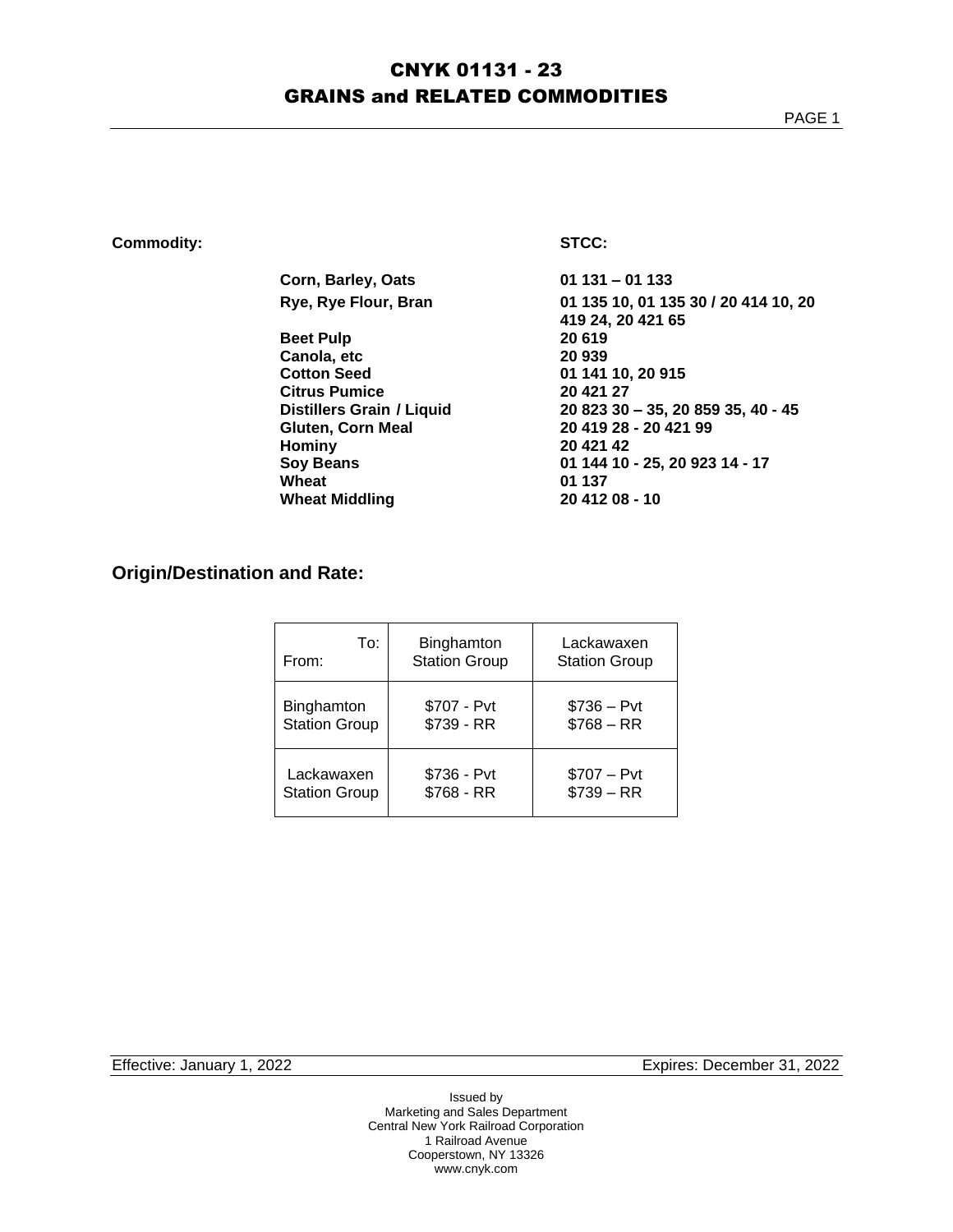# CNYK 01131 - 23
## GRAINS and RELATED COMMODITIES

| Commodity: | STCC: |
|---|---|
| **Corn, Barley, Oats** | **01 131 – 01 133** |
| **Rye, Rye Flour, Bran** | **01 135 10, 01 135 30 / 20 414 10, 20 419 24, 20 421 65** |
| **Beet Pulp** | **20 619** |
| **Canola, etc** | **20 939** |
| **Cotton Seed** | **01 141 10, 20 915** |
| **Citrus Pumice** | **20 421 27** |
| **Distillers Grain / Liquid** | **20 823 30 – 35, 20 859 35, 40 - 45** |
| **Gluten, Corn Meal** | **20 419 28 - 20 421 99** |
| **Hominy** | **20 421 42** |
| **Soy Beans** | **01 144 10 - 25, 20 923 14 - 17** |
| **Wheat** | **01 137** |
| **Wheat Middling** | **20 412 08 - 10** |

## Origin/Destination and Rate:

| From: / To: | Binghamton Station Group | Lackawaxen Station Group |
|---|---|---|
| Binghamton Station Group | $707 - Pvt<br>$739 - RR | $736 – Pvt<br>$768 – RR |
| Lackawaxen Station Group | $736 - Pvt<br>$768 - RR | $707 – Pvt<br>$739 – RR |

Effective: January 1, 2022 | Expires: December 31, 2022

Issued by
Marketing and Sales Department
Central New York Railroad Corporation
1 Railroad Avenue
Cooperstown, NY 13326
www.cnyk.com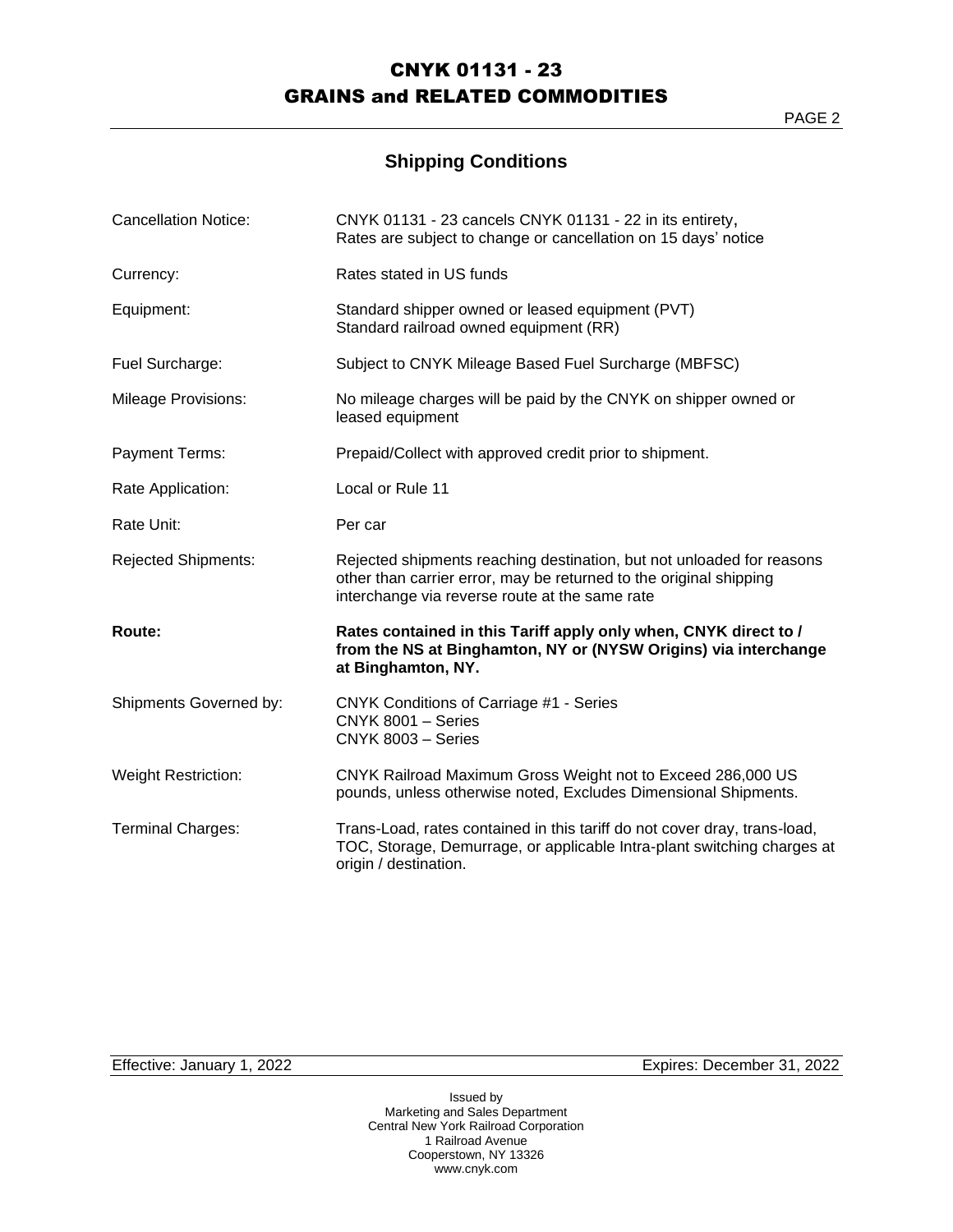## Shipping Conditions

| | |
|---|---|
| Cancellation Notice: | CNYK 01131 - 23 cancels CNYK 01131 - 22 in its entirety, Rates are subject to change or cancellation on 15 days' notice |
| Currency: | Rates stated in US funds |
| Equipment: | Standard shipper owned or leased equipment (PVT)<br>Standard railroad owned equipment (RR) |
| Fuel Surcharge: | Subject to CNYK Mileage Based Fuel Surcharge (MBFSC) |
| Mileage Provisions: | No mileage charges will be paid by the CNYK on shipper owned or leased equipment |
| Payment Terms: | Prepaid/Collect with approved credit prior to shipment. |
| Rate Application: | Local or Rule 11 |
| Rate Unit: | Per car |
| Rejected Shipments: | Rejected shipments reaching destination, but not unloaded for reasons other than carrier error, may be returned to the original shipping interchange via reverse route at the same rate |
| **Route:** | **Rates contained in this Tariff apply only when, CNYK direct to / from the NS at Binghamton, NY or (NYSW Origins) via interchange at Binghamton, NY.** |
| Shipments Governed by: | CNYK Conditions of Carriage #1 - Series<br>CNYK 8001 – Series<br>CNYK 8003 – Series |
| Weight Restriction: | CNYK Railroad Maximum Gross Weight not to Exceed 286,000 US pounds, unless otherwise noted, Excludes Dimensional Shipments. |
| Terminal Charges: | Trans-Load, rates contained in this tariff do not cover dray, trans-load, TOC, Storage, Demurrage, or applicable Intra-plant switching charges at origin / destination. |

Effective: January 1, 2022 Expires: December 31, 2022

Issued by
Marketing and Sales Department
Central New York Railroad Corporation
1 Railroad Avenue
Cooperstown, NY 13326
www.cnyk.com